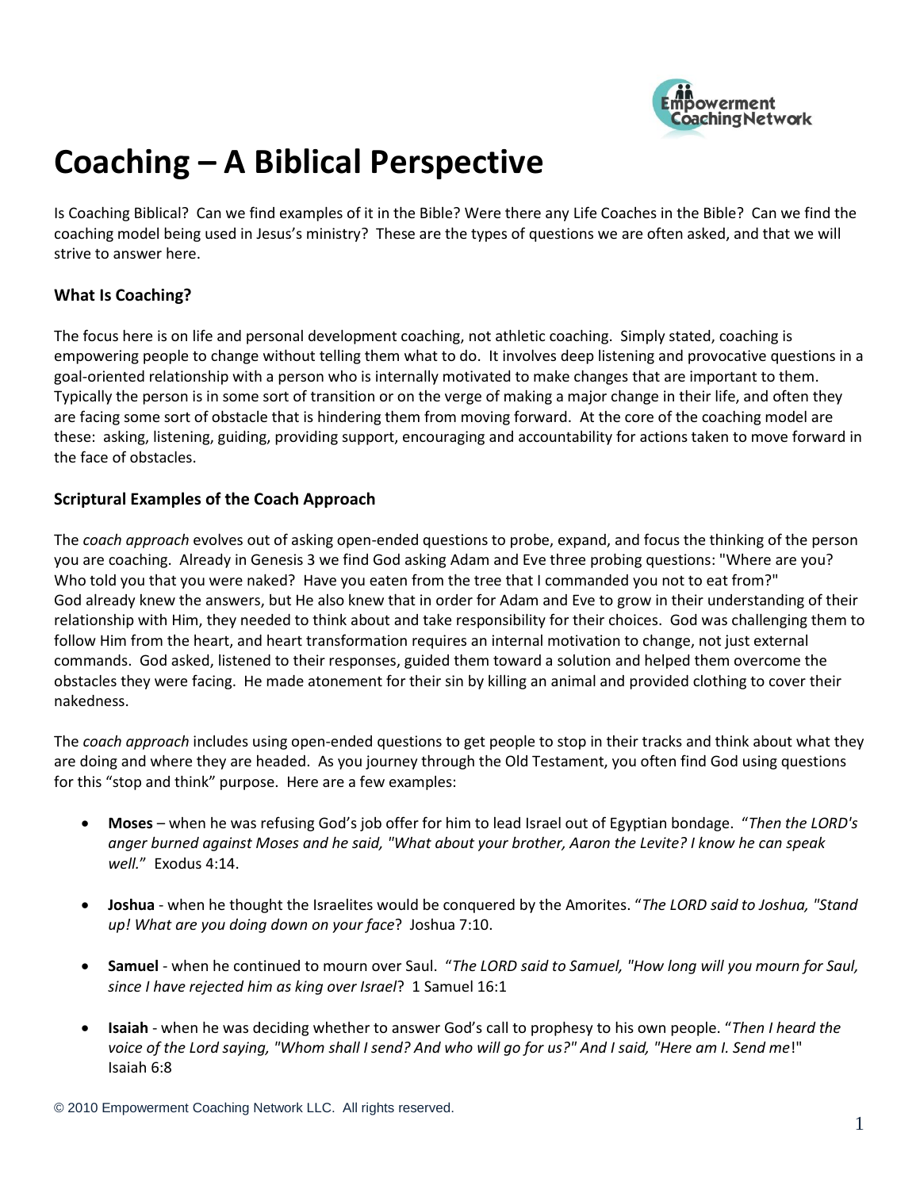# Coaching – A Biblical Perspective

Is Coaching Biblical? Can we find examples of it in the Bible? Were there any Life Coaches in the Bible? Can we find the coaching model being used in Jesus's ministry? These are the types of questions we are often asked, and that we will strive to answer here.

### What Is Coaching?

The focus here is on life and personal development coaching, not athletic coaching. Simply stated, coaching is empowering people to change without telling them what to do. It involves deep listening and provocative questions in a goal-oriented relationship with a person who is internally motivated to make changes that are important to them. Typically the person is in some sort of transition or on the verge of making a major change in their life, and often they are facing some sort of obstacle that is hindering them from moving forward. At the core of the coaching model are these: asking, listening, guiding, providing support, encouraging and accountability for actions taken to move forward in the face of obstacles.

### Scriptural Examples of the Coach Approach

The *coach approach* evolves out of asking open-ended questions to probe, expand, and focus the thinking of the person you are coaching. Already in Genesis 3 we find God asking Adam and Eve three probing questions: "Where are you? Who told you that you were naked? Have you eaten from the tree that I commanded you not to eat from?" God already knew the answers, but He also knew that in order for Adam and Eve to grow in their understanding of their relationship with Him, they needed to think about and take responsibility for their choices. God was challenging them to follow Him from the heart, and heart transformation requires an internal motivation to change, not just external commands. God asked, listened to their responses, guided them toward a solution and helped them overcome the obstacles they were facing. He made atonement for their sin by killing an animal and provided clothing to cover their nakedness.

The *coach approach* includes using open-ended questions to get people to stop in their tracks and think about what they are doing and where they are headed. As you journey through the Old Testament, you often find God using questions for this "stop and think" purpose. Here are a few examples:

- **Moses** – when he was refusing God's job offer for him to lead Israel out of Egyptian bondage. "*Then the LORD's anger burned against Moses and he said, "What about your brother, Aaron the Levite? I know he can speak well.*" Exodus 4:14.
- **Joshua** - when he thought the Israelites would be conquered by the Amorites. "*The LORD said to Joshua, "Stand up! What are you doing down on your face*? Joshua 7:10.
- **Samuel** - when he continued to mourn over Saul. "*The LORD said to Samuel, "How long will you mourn for Saul, since I have rejected him as king over Israel*? 1 Samuel 16:1
- **Isaiah** - when he was deciding whether to answer God's call to prophesy to his own people. "*Then I heard the voice of the Lord saying, "Whom shall I send? And who will go for us?" And I said, "Here am I. Send me*!" Isaiah 6:8

© 2010 Empowerment Coaching Network LLC. All rights reserved.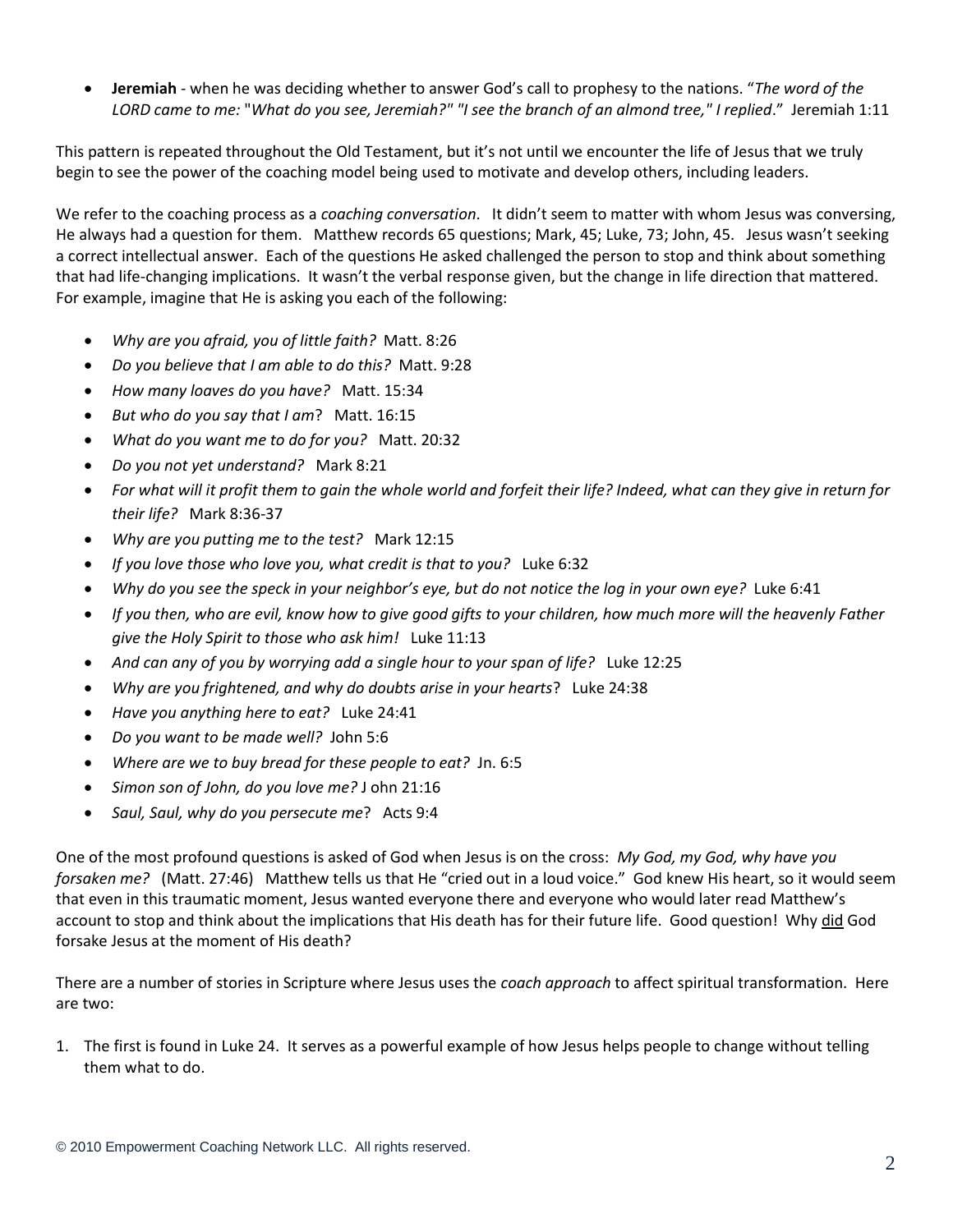- **Jeremiah** - when he was deciding whether to answer God's call to prophesy to the nations. "*The word of the LORD came to me:* "*What do you see, Jeremiah?" "I see the branch of an almond tree," I replied*." Jeremiah 1:11

This pattern is repeated throughout the Old Testament, but it's not until we encounter the life of Jesus that we truly begin to see the power of the coaching model being used to motivate and develop others, including leaders.

We refer to the coaching process as a *coaching conversation*. It didn't seem to matter with whom Jesus was conversing, He always had a question for them. Matthew records 65 questions; Mark, 45; Luke, 73; John, 45. Jesus wasn't seeking a correct intellectual answer. Each of the questions He asked challenged the person to stop and think about something that had life-changing implications. It wasn't the verbal response given, but the change in life direction that mattered. For example, imagine that He is asking you each of the following:

- *Why are you afraid, you of little faith?* Matt. 8:26
- *Do you believe that I am able to do this?* Matt. 9:28
- *How many loaves do you have?* Matt. 15:34
- *But who do you say that I am*? Matt. 16:15
- *What do you want me to do for you?* Matt. 20:32
- *Do you not yet understand?* Mark 8:21
- *For what will it profit them to gain the whole world and forfeit their life? Indeed, what can they give in return for their life?* Mark 8:36-37
- *Why are you putting me to the test?* Mark 12:15
- *If you love those who love you, what credit is that to you?* Luke 6:32
- *Why do you see the speck in your neighbor's eye, but do not notice the log in your own eye?* Luke 6:41
- *If you then, who are evil, know how to give good gifts to your children, how much more will the heavenly Father give the Holy Spirit to those who ask him!* Luke 11:13
- *And can any of you by worrying add a single hour to your span of life?* Luke 12:25
- *Why are you frightened, and why do doubts arise in your hearts*? Luke 24:38
- *Have you anything here to eat?* Luke 24:41
- *Do you want to be made well?* John 5:6
- *Where are we to buy bread for these people to eat?* Jn. 6:5
- *Simon son of John, do you love me?* J ohn 21:16
- *Saul, Saul, why do you persecute me*? Acts 9:4

One of the most profound questions is asked of God when Jesus is on the cross: *My God, my God, why have you forsaken me?* (Matt. 27:46) Matthew tells us that He "cried out in a loud voice." God knew His heart, so it would seem that even in this traumatic moment, Jesus wanted everyone there and everyone who would later read Matthew's account to stop and think about the implications that His death has for their future life. Good question! Why <u>did</u> God forsake Jesus at the moment of His death?

There are a number of stories in Scripture where Jesus uses the *coach approach* to affect spiritual transformation. Here are two:

1. The first is found in Luke 24. It serves as a powerful example of how Jesus helps people to change without telling them what to do.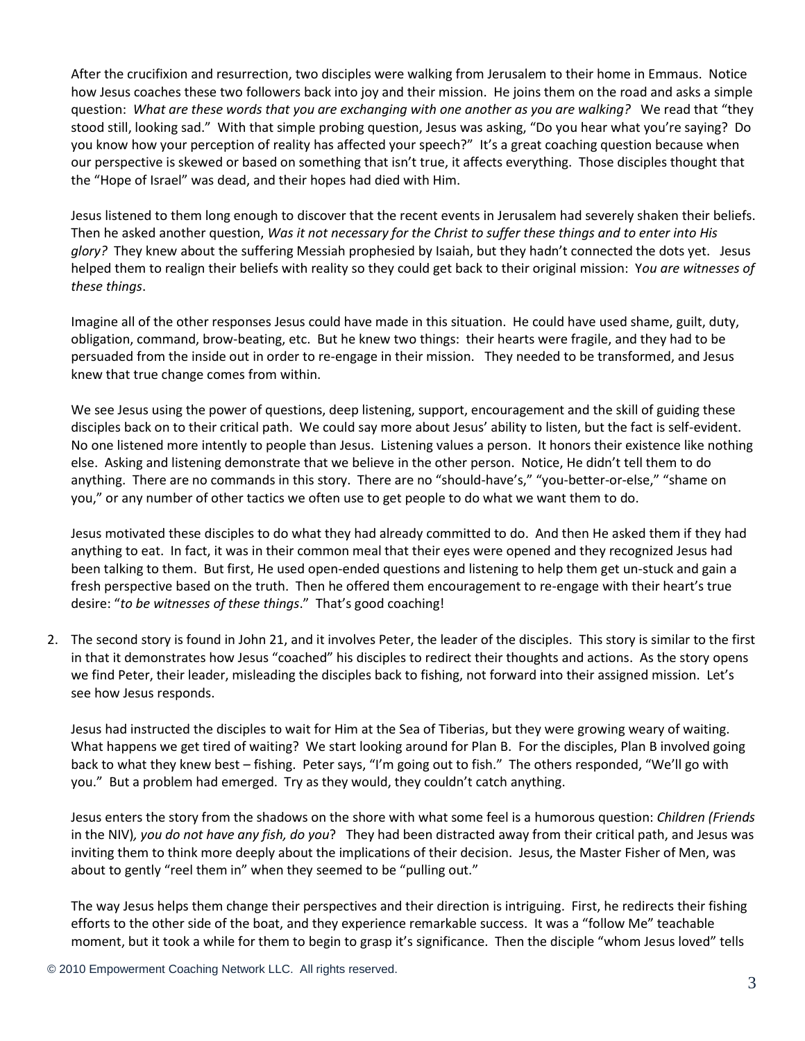After the crucifixion and resurrection, two disciples were walking from Jerusalem to their home in Emmaus. Notice how Jesus coaches these two followers back into joy and their mission. He joins them on the road and asks a simple question: *What are these words that you are exchanging with one another as you are walking?* We read that "they stood still, looking sad." With that simple probing question, Jesus was asking, "Do you hear what you're saying? Do you know how your perception of reality has affected your speech?" It's a great coaching question because when our perspective is skewed or based on something that isn't true, it affects everything. Those disciples thought that the "Hope of Israel" was dead, and their hopes had died with Him.

Jesus listened to them long enough to discover that the recent events in Jerusalem had severely shaken their beliefs. Then he asked another question, *Was it not necessary for the Christ to suffer these things and to enter into His glory?* They knew about the suffering Messiah prophesied by Isaiah, but they hadn't connected the dots yet. Jesus helped them to realign their beliefs with reality so they could get back to their original mission: Y*ou are witnesses of these things*.

Imagine all of the other responses Jesus could have made in this situation. He could have used shame, guilt, duty, obligation, command, brow-beating, etc. But he knew two things: their hearts were fragile, and they had to be persuaded from the inside out in order to re-engage in their mission. They needed to be transformed, and Jesus knew that true change comes from within.

We see Jesus using the power of questions, deep listening, support, encouragement and the skill of guiding these disciples back on to their critical path. We could say more about Jesus' ability to listen, but the fact is self-evident. No one listened more intently to people than Jesus. Listening values a person. It honors their existence like nothing else. Asking and listening demonstrate that we believe in the other person. Notice, He didn't tell them to do anything. There are no commands in this story. There are no "should-have's," "you-better-or-else," "shame on you," or any number of other tactics we often use to get people to do what we want them to do.

Jesus motivated these disciples to do what they had already committed to do. And then He asked them if they had anything to eat. In fact, it was in their common meal that their eyes were opened and they recognized Jesus had been talking to them. But first, He used open-ended questions and listening to help them get un-stuck and gain a fresh perspective based on the truth. Then he offered them encouragement to re-engage with their heart's true desire: "*to be witnesses of these things*." That's good coaching!

2. The second story is found in John 21, and it involves Peter, the leader of the disciples. This story is similar to the first in that it demonstrates how Jesus "coached" his disciples to redirect their thoughts and actions. As the story opens we find Peter, their leader, misleading the disciples back to fishing, not forward into their assigned mission. Let's see how Jesus responds.

   Jesus had instructed the disciples to wait for Him at the Sea of Tiberias, but they were growing weary of waiting. What happens we get tired of waiting? We start looking around for Plan B. For the disciples, Plan B involved going back to what they knew best – fishing. Peter says, "I'm going out to fish." The others responded, "We'll go with you." But a problem had emerged. Try as they would, they couldn't catch anything.

   Jesus enters the story from the shadows on the shore with what some feel is a humorous question: *Children (Friends* in the NIV)*, you do not have any fish, do you*? They had been distracted away from their critical path, and Jesus was inviting them to think more deeply about the implications of their decision. Jesus, the Master Fisher of Men, was about to gently "reel them in" when they seemed to be "pulling out."

   The way Jesus helps them change their perspectives and their direction is intriguing. First, he redirects their fishing efforts to the other side of the boat, and they experience remarkable success. It was a "follow Me" teachable moment, but it took a while for them to begin to grasp it's significance. Then the disciple "whom Jesus loved" tells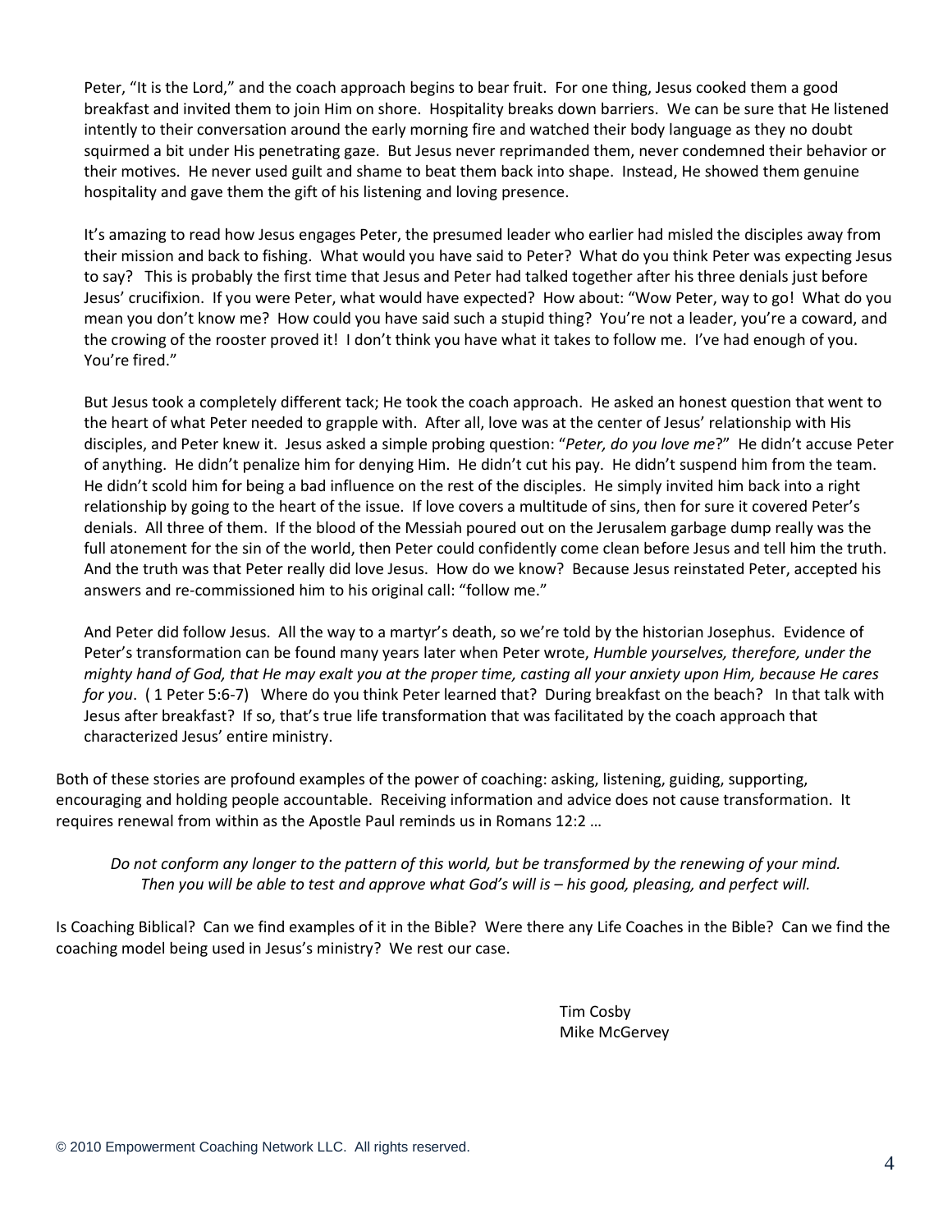Peter, "It is the Lord," and the coach approach begins to bear fruit. For one thing, Jesus cooked them a good breakfast and invited them to join Him on shore. Hospitality breaks down barriers. We can be sure that He listened intently to their conversation around the early morning fire and watched their body language as they no doubt squirmed a bit under His penetrating gaze. But Jesus never reprimanded them, never condemned their behavior or their motives. He never used guilt and shame to beat them back into shape. Instead, He showed them genuine hospitality and gave them the gift of his listening and loving presence.

It's amazing to read how Jesus engages Peter, the presumed leader who earlier had misled the disciples away from their mission and back to fishing. What would you have said to Peter? What do you think Peter was expecting Jesus to say? This is probably the first time that Jesus and Peter had talked together after his three denials just before Jesus' crucifixion. If you were Peter, what would have expected? How about: "Wow Peter, way to go! What do you mean you don't know me? How could you have said such a stupid thing? You're not a leader, you're a coward, and the crowing of the rooster proved it! I don't think you have what it takes to follow me. I've had enough of you. You're fired."

But Jesus took a completely different tack; He took the coach approach. He asked an honest question that went to the heart of what Peter needed to grapple with. After all, love was at the center of Jesus' relationship with His disciples, and Peter knew it. Jesus asked a simple probing question: "*Peter, do you love me*?" He didn't accuse Peter of anything. He didn't penalize him for denying Him. He didn't cut his pay. He didn't suspend him from the team. He didn't scold him for being a bad influence on the rest of the disciples. He simply invited him back into a right relationship by going to the heart of the issue. If love covers a multitude of sins, then for sure it covered Peter's denials. All three of them. If the blood of the Messiah poured out on the Jerusalem garbage dump really was the full atonement for the sin of the world, then Peter could confidently come clean before Jesus and tell him the truth. And the truth was that Peter really did love Jesus. How do we know? Because Jesus reinstated Peter, accepted his answers and re-commissioned him to his original call: "follow me."

And Peter did follow Jesus. All the way to a martyr's death, so we're told by the historian Josephus. Evidence of Peter's transformation can be found many years later when Peter wrote, *Humble yourselves, therefore, under the mighty hand of God, that He may exalt you at the proper time, casting all your anxiety upon Him, because He cares for you*. ( 1 Peter 5:6-7) Where do you think Peter learned that? During breakfast on the beach? In that talk with Jesus after breakfast? If so, that's true life transformation that was facilitated by the coach approach that characterized Jesus' entire ministry.

Both of these stories are profound examples of the power of coaching: asking, listening, guiding, supporting, encouraging and holding people accountable. Receiving information and advice does not cause transformation. It requires renewal from within as the Apostle Paul reminds us in Romans 12:2 …

*Do not conform any longer to the pattern of this world, but be transformed by the renewing of your mind. Then you will be able to test and approve what God's will is – his good, pleasing, and perfect will.*

Is Coaching Biblical? Can we find examples of it in the Bible? Were there any Life Coaches in the Bible? Can we find the coaching model being used in Jesus's ministry? We rest our case.

Tim Cosby
Mike McGervey

© 2010 Empowerment Coaching Network LLC. All rights reserved.